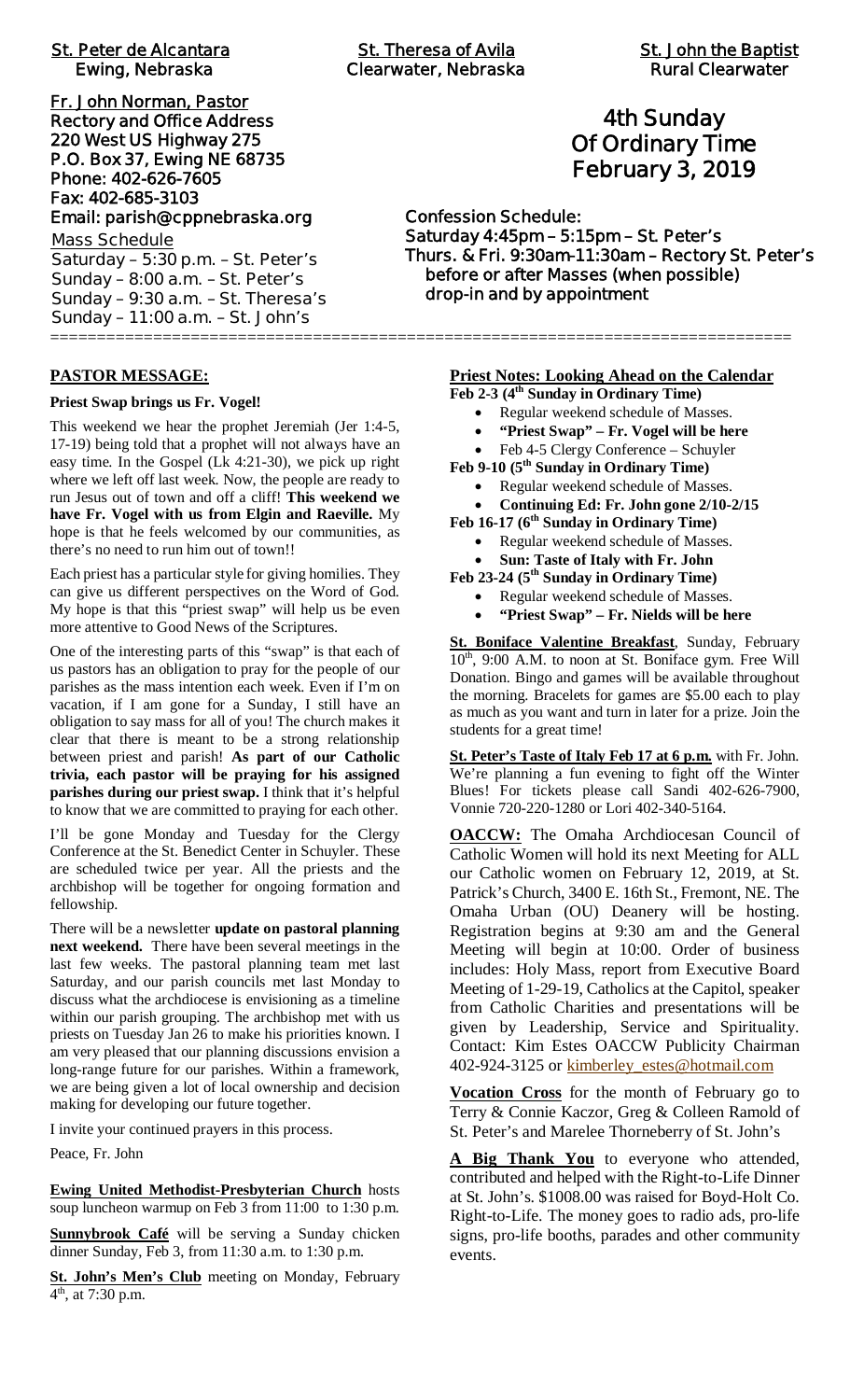**St. Peter de Alcantara**
**Ewing, Nebraska**

**St. Theresa of Avila**
**Clearwater, Nebraska**

**St. John the Baptist**
**Rural Clearwater**

**Fr. John Norman, Pastor**
**Rectory and Office Address**
**220 West US Highway 275**
**P.O. Box 37, Ewing NE 68735**
**Phone: 402-626-7605**
**Fax: 402-685-3103**
**Email: parish@cppnebraska.org**

Mass Schedule
Saturday – 5:30 p.m. – St. Peter's
Sunday – 8:00 a.m. – St. Peter's
Sunday – 9:30 a.m. – St. Theresa's
Sunday – 11:00 a.m. – St. John's

# 4th Sunday Of Ordinary Time February 3, 2019

**Confession Schedule:**
**Saturday 4:45pm – 5:15pm – St. Peter's**
**Thurs. & Fri. 9:30am-11:30am – Rectory St. Peter's**
**before or after Masses (when possible)**
**drop-in and by appointment**

---

## PASTOR MESSAGE:

**Priest Swap brings us Fr. Vogel!**

This weekend we hear the prophet Jeremiah (Jer 1:4-5, 17-19) being told that a prophet will not always have an easy time. In the Gospel (Lk 4:21-30), we pick up right where we left off last week. Now, the people are ready to run Jesus out of town and off a cliff! **This weekend we have Fr. Vogel with us from Elgin and Raeville.** My hope is that he feels welcomed by our communities, as there's no need to run him out of town!!

Each priest has a particular style for giving homilies. They can give us different perspectives on the Word of God. My hope is that this "priest swap" will help us be even more attentive to Good News of the Scriptures.

One of the interesting parts of this "swap" is that each of us pastors has an obligation to pray for the people of our parishes as the mass intention each week. Even if I'm on vacation, if I am gone for a Sunday, I still have an obligation to say mass for all of you! The church makes it clear that there is meant to be a strong relationship between priest and parish! **As part of our Catholic trivia, each pastor will be praying for his assigned parishes during our priest swap.** I think that it's helpful to know that we are committed to praying for each other.

I'll be gone Monday and Tuesday for the Clergy Conference at the St. Benedict Center in Schuyler. These are scheduled twice per year. All the priests and the archbishop will be together for ongoing formation and fellowship.

There will be a newsletter **update on pastoral planning next weekend.** There have been several meetings in the last few weeks. The pastoral planning team met last Saturday, and our parish councils met last Monday to discuss what the archdiocese is envisioning as a timeline within our parish grouping. The archbishop met with us priests on Tuesday Jan 26 to make his priorities known. I am very pleased that our planning discussions envision a long-range future for our parishes. Within a framework, we are being given a lot of local ownership and decision making for developing our future together.

I invite your continued prayers in this process.

Peace, Fr. John

**Ewing United Methodist-Presbyterian Church** hosts soup luncheon warmup on Feb 3 from 11:00 to 1:30 p.m.

**Sunnybrook Café** will be serving a Sunday chicken dinner Sunday, Feb 3, from 11:30 a.m. to 1:30 p.m.

**St. John's Men's Club** meeting on Monday, February 4th, at 7:30 p.m.

## Priest Notes: Looking Ahead on the Calendar

**Feb 2-3 (4th Sunday in Ordinary Time)**
- Regular weekend schedule of Masses.
- **"Priest Swap" – Fr. Vogel will be here**
- Feb 4-5 Clergy Conference – Schuyler

**Feb 9-10 (5th Sunday in Ordinary Time)**
- Regular weekend schedule of Masses.
- **Continuing Ed: Fr. John gone 2/10-2/15**

**Feb 16-17 (6th Sunday in Ordinary Time)**
- Regular weekend schedule of Masses.
- **Sun: Taste of Italy with Fr. John**

**Feb 23-24 (5th Sunday in Ordinary Time)**
- Regular weekend schedule of Masses.
- **"Priest Swap" – Fr. Nields will be here**

**St. Boniface Valentine Breakfast**, Sunday, February 10th, 9:00 A.M. to noon at St. Boniface gym. Free Will Donation. Bingo and games will be available throughout the morning. Bracelets for games are $5.00 each to play as much as you want and turn in later for a prize. Join the students for a great time!

**St. Peter's Taste of Italy Feb 17 at 6 p.m.** with Fr. John. We're planning a fun evening to fight off the Winter Blues! For tickets please call Sandi 402-626-7900, Vonnie 720-220-1280 or Lori 402-340-5164.

**OACCW:** The Omaha Archdiocesan Council of Catholic Women will hold its next Meeting for ALL our Catholic women on February 12, 2019, at St. Patrick's Church, 3400 E. 16th St., Fremont, NE. The Omaha Urban (OU) Deanery will be hosting. Registration begins at 9:30 am and the General Meeting will begin at 10:00. Order of business includes: Holy Mass, report from Executive Board Meeting of 1-29-19, Catholics at the Capitol, speaker from Catholic Charities and presentations will be given by Leadership, Service and Spirituality. Contact: Kim Estes OACCW Publicity Chairman 402-924-3125 or kimberley_estes@hotmail.com

**Vocation Cross** for the month of February go to Terry & Connie Kaczor, Greg & Colleen Ramold of St. Peter's and Marelee Thorneberry of St. John's

**A Big Thank You** to everyone who attended, contributed and helped with the Right-to-Life Dinner at St. John's. $1008.00 was raised for Boyd-Holt Co. Right-to-Life. The money goes to radio ads, pro-life signs, pro-life booths, parades and other community events.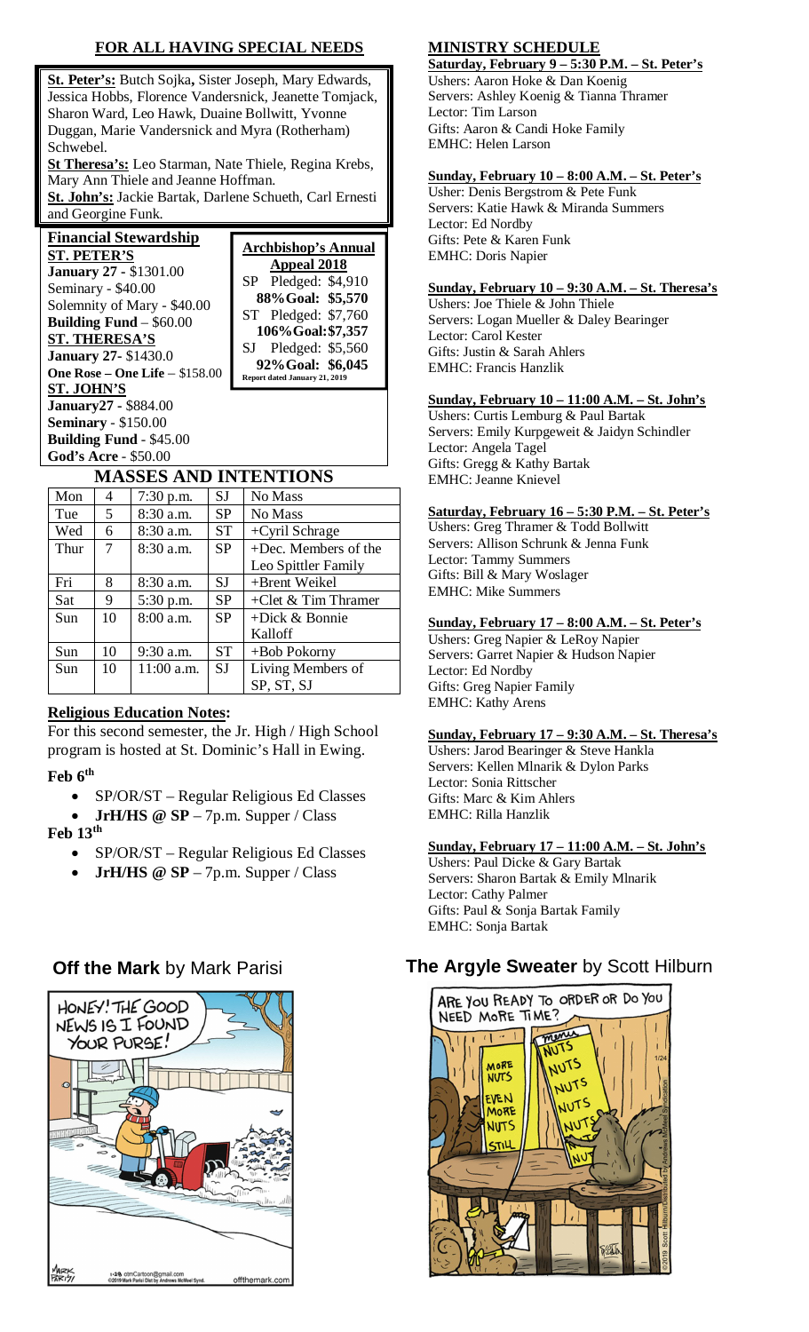## FOR ALL HAVING SPECIAL NEEDS

**St. Peter's:** Butch Sojka, Sister Joseph, Mary Edwards, Jessica Hobbs, Florence Vandersnick, Jeanette Tomjack, Sharon Ward, Leo Hawk, Duaine Bollwitt, Yvonne Duggan, Marie Vandersnick and Myra (Rotherham) Schwebel.

**St Theresa's:** Leo Starman, Nate Thiele, Regina Krebs, Mary Ann Thiele and Jeanne Hoffman.

**St. John's:** Jackie Bartak, Darlene Schueth, Carl Ernesti and Georgine Funk.

### Financial Stewardship

**ST. PETER'S**
**January 27** - $1301.00
Seminary - $40.00
Solemnity of Mary - $40.00
**Building Fund** – $60.00

**ST. THERESA'S**
**January 27**- $1430.0
**One Rose – One Life** – $158.00

**ST. JOHN'S**
**January27** - $884.00
**Seminary** - $150.00
**Building Fund** - $45.00
**God's Acre** - $50.00

### Archbishop's Annual Appeal 2018

SP Pledged: $4,910
**88%Goal: $5,570**
ST Pledged: $7,760
**106%Goal:$7,357**
SJ Pledged: $5,560
**92%Goal: $6,045**
**Report dated January 21, 2019**

## MASSES AND INTENTIONS

| | | | | |
|---|---|---|---|---|
| Mon | 4 | 7:30 p.m. | SJ | No Mass |
| Tue | 5 | 8:30 a.m. | SP | No Mass |
| Wed | 6 | 8:30 a.m. | ST | +Cyril Schrage |
| Thur | 7 | 8:30 a.m. | SP | +Dec. Members of the Leo Spittler Family |
| Fri | 8 | 8:30 a.m. | SJ | +Brent Weikel |
| Sat | 9 | 5:30 p.m. | SP | +Clet & Tim Thramer |
| Sun | 10 | 8:00 a.m. | SP | +Dick & Bonnie Kalloff |
| Sun | 10 | 9:30 a.m. | ST | +Bob Pokorny |
| Sun | 10 | 11:00 a.m. | SJ | Living Members of SP, ST, SJ |

### Religious Education Notes:

For this second semester, the Jr. High / High School program is hosted at St. Dominic's Hall in Ewing.

**Feb 6th**
- SP/OR/ST – Regular Religious Ed Classes
- **JrH/HS @ SP** – 7p.m. Supper / Class

**Feb 13th**
- SP/OR/ST – Regular Religious Ed Classes
- **JrH/HS @ SP** – 7p.m. Supper / Class

## MINISTRY SCHEDULE

**Saturday, February 9 – 5:30 P.M. – St. Peter's**
Ushers: Aaron Hoke & Dan Koenig
Servers: Ashley Koenig & Tianna Thramer
Lector: Tim Larson
Gifts: Aaron & Candi Hoke Family
EMHC: Helen Larson

**Sunday, February 10 – 8:00 A.M. – St. Peter's**
Usher: Denis Bergstrom & Pete Funk
Servers: Katie Hawk & Miranda Summers
Lector: Ed Nordby
Gifts: Pete & Karen Funk
EMHC: Doris Napier

**Sunday, February 10 – 9:30 A.M. – St. Theresa's**
Ushers: Joe Thiele & John Thiele
Servers: Logan Mueller & Daley Bearinger
Lector: Carol Kester
Gifts: Justin & Sarah Ahlers
EMHC: Francis Hanzlik

**Sunday, February 10 – 11:00 A.M. – St. John's**
Ushers: Curtis Lemburg & Paul Bartak
Servers: Emily Kurpgeweit & Jaidyn Schindler
Lector: Angela Tagel
Gifts: Gregg & Kathy Bartak
EMHC: Jeanne Knievel

**Saturday, February 16 – 5:30 P.M. – St. Peter's**
Ushers: Greg Thramer & Todd Bollwitt
Servers: Allison Schrunk & Jenna Funk
Lector: Tammy Summers
Gifts: Bill & Mary Woslager
EMHC: Mike Summers

**Sunday, February 17 – 8:00 A.M. – St. Peter's**
Ushers: Greg Napier & LeRoy Napier
Servers: Garret Napier & Hudson Napier
Lector: Ed Nordby
Gifts: Greg Napier Family
EMHC: Kathy Arens

**Sunday, February 17 – 9:30 A.M. – St. Theresa's**
Ushers: Jarod Bearinger & Steve Hankla
Servers: Kellen Mlnarik & Dylon Parks
Lector: Sonia Rittscher
Gifts: Marc & Kim Ahlers
EMHC: Rilla Hanzlik

**Sunday, February 17 – 11:00 A.M. – St. John's**
Ushers: Paul Dicke & Gary Bartak
Servers: Sharon Bartak & Emily Mlnarik
Lector: Cathy Palmer
Gifts: Paul & Sonja Bartak Family
EMHC: Sonja Bartak

**Off the Mark** by Mark Parisi

**The Argyle Sweater** by Scott Hilburn